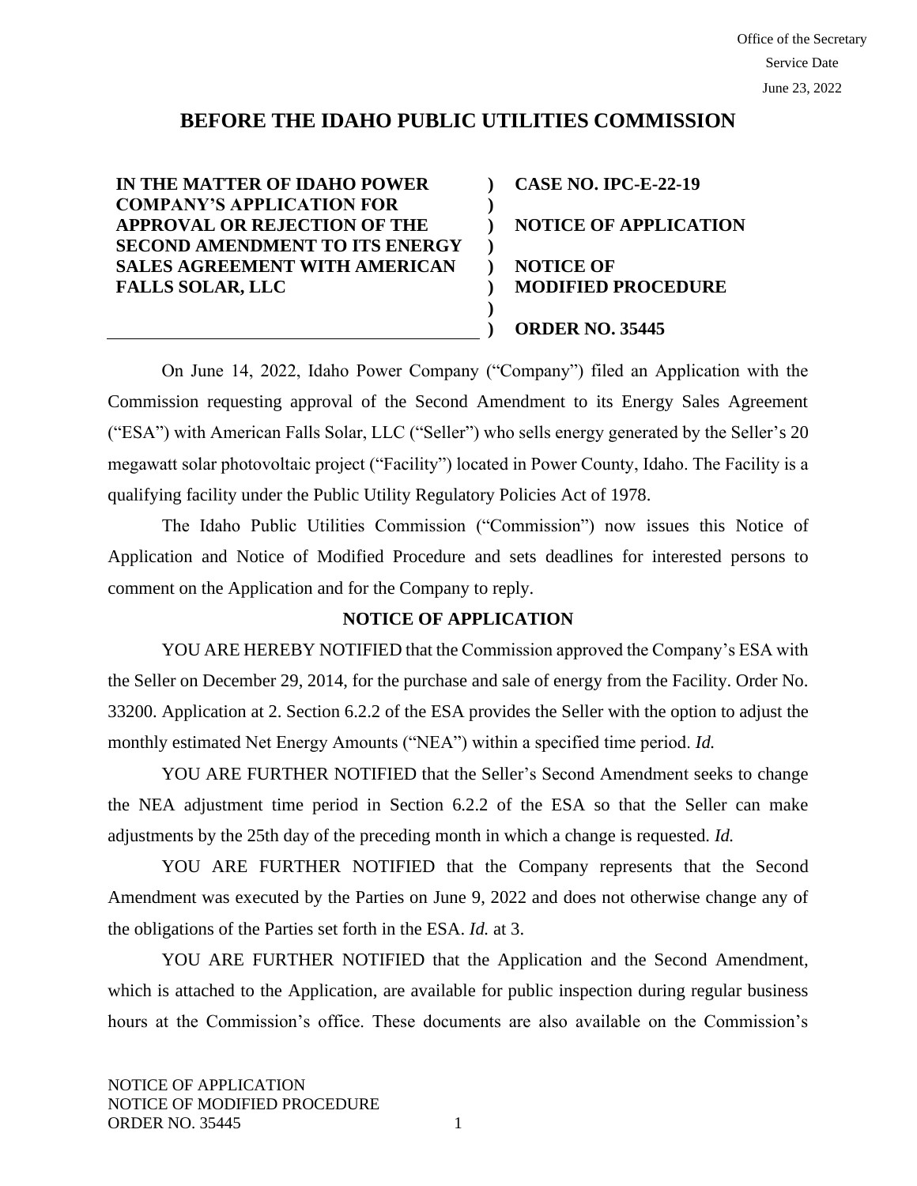Office of the Secretary
Service Date
June 23, 2022

# BEFORE THE IDAHO PUBLIC UTILITIES COMMISSION

| | | |
|---|---|---|
| **IN THE MATTER OF IDAHO POWER COMPANY'S APPLICATION FOR APPROVAL OR REJECTION OF THE SECOND AMENDMENT TO ITS ENERGY SALES AGREEMENT WITH AMERICAN FALLS SOLAR, LLC** | ) ) ) ) ) ) ) ) | **CASE NO. IPC-E-22-19** <br> **NOTICE OF APPLICATION** <br> **NOTICE OF MODIFIED PROCEDURE** <br> **ORDER NO. 35445** |

On June 14, 2022, Idaho Power Company ("Company") filed an Application with the Commission requesting approval of the Second Amendment to its Energy Sales Agreement ("ESA") with American Falls Solar, LLC ("Seller") who sells energy generated by the Seller's 20 megawatt solar photovoltaic project ("Facility") located in Power County, Idaho. The Facility is a qualifying facility under the Public Utility Regulatory Policies Act of 1978.

The Idaho Public Utilities Commission ("Commission") now issues this Notice of Application and Notice of Modified Procedure and sets deadlines for interested persons to comment on the Application and for the Company to reply.

## NOTICE OF APPLICATION

YOU ARE HEREBY NOTIFIED that the Commission approved the Company's ESA with the Seller on December 29, 2014, for the purchase and sale of energy from the Facility. Order No. 33200. Application at 2. Section 6.2.2 of the ESA provides the Seller with the option to adjust the monthly estimated Net Energy Amounts ("NEA") within a specified time period. *Id.*

YOU ARE FURTHER NOTIFIED that the Seller's Second Amendment seeks to change the NEA adjustment time period in Section 6.2.2 of the ESA so that the Seller can make adjustments by the 25th day of the preceding month in which a change is requested. *Id.*

YOU ARE FURTHER NOTIFIED that the Company represents that the Second Amendment was executed by the Parties on June 9, 2022 and does not otherwise change any of the obligations of the Parties set forth in the ESA. *Id.* at 3.

YOU ARE FURTHER NOTIFIED that the Application and the Second Amendment, which is attached to the Application, are available for public inspection during regular business hours at the Commission's office. These documents are also available on the Commission's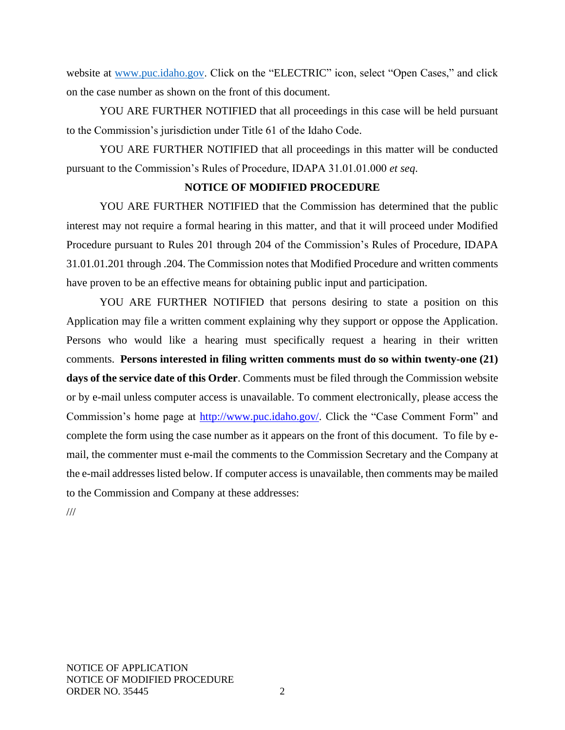website at www.puc.idaho.gov. Click on the "ELECTRIC" icon, select "Open Cases," and click on the case number as shown on the front of this document.

YOU ARE FURTHER NOTIFIED that all proceedings in this case will be held pursuant to the Commission's jurisdiction under Title 61 of the Idaho Code.

YOU ARE FURTHER NOTIFIED that all proceedings in this matter will be conducted pursuant to the Commission's Rules of Procedure, IDAPA 31.01.01.000 *et seq*.

## NOTICE OF MODIFIED PROCEDURE

YOU ARE FURTHER NOTIFIED that the Commission has determined that the public interest may not require a formal hearing in this matter, and that it will proceed under Modified Procedure pursuant to Rules 201 through 204 of the Commission's Rules of Procedure, IDAPA 31.01.01.201 through .204. The Commission notes that Modified Procedure and written comments have proven to be an effective means for obtaining public input and participation.

YOU ARE FURTHER NOTIFIED that persons desiring to state a position on this Application may file a written comment explaining why they support or oppose the Application. Persons who would like a hearing must specifically request a hearing in their written comments. **Persons interested in filing written comments must do so within twenty-one (21) days of the service date of this Order**. Comments must be filed through the Commission website or by e-mail unless computer access is unavailable. To comment electronically, please access the Commission's home page at http://www.puc.idaho.gov/. Click the "Case Comment Form" and complete the form using the case number as it appears on the front of this document. To file by e-mail, the commenter must e-mail the comments to the Commission Secretary and the Company at the e-mail addresses listed below. If computer access is unavailable, then comments may be mailed to the Commission and Company at these addresses:

///

NOTICE OF APPLICATION
NOTICE OF MODIFIED PROCEDURE
ORDER NO. 35445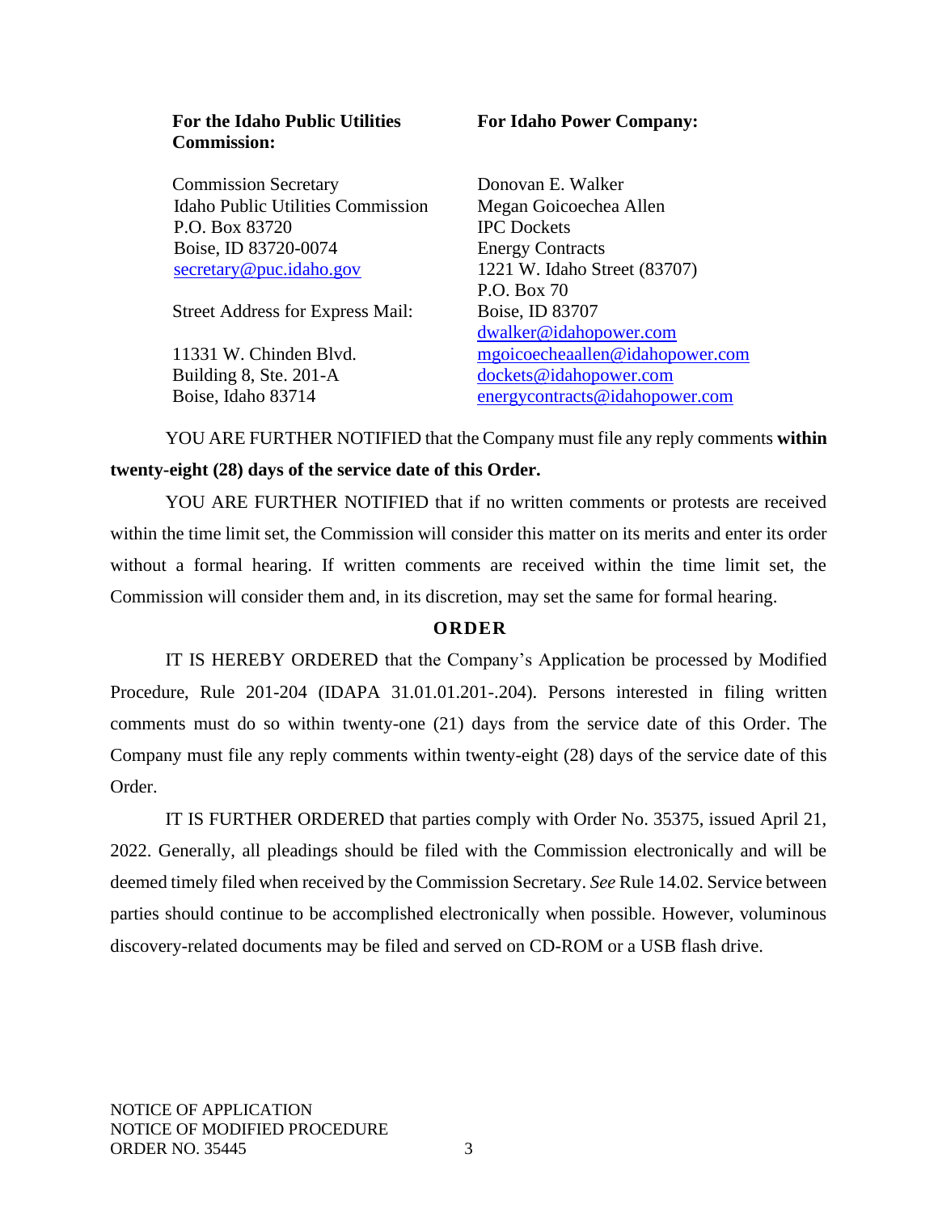| **For the Idaho Public Utilities Commission:** | **For Idaho Power Company:** |
| --- | --- |
| Commission Secretary<br>Idaho Public Utilities Commission<br>P.O. Box 83720<br>Boise, ID 83720-0074<br>secretary@puc.idaho.gov<br><br>Street Address for Express Mail:<br><br>11331 W. Chinden Blvd.<br>Building 8, Ste. 201-A<br>Boise, Idaho 83714 | Donovan E. Walker<br>Megan Goicoechea Allen<br>IPC Dockets<br>Energy Contracts<br>1221 W. Idaho Street (83707)<br>P.O. Box 70<br>Boise, ID 83707<br>dwalker@idahopower.com<br>mgoicoecheaallen@idahopower.com<br>dockets@idahopower.com<br>energycontracts@idahopower.com |

YOU ARE FURTHER NOTIFIED that the Company must file any reply comments **within twenty-eight (28) days of the service date of this Order.**

YOU ARE FURTHER NOTIFIED that if no written comments or protests are received within the time limit set, the Commission will consider this matter on its merits and enter its order without a formal hearing. If written comments are received within the time limit set, the Commission will consider them and, in its discretion, may set the same for formal hearing.

## ORDER

IT IS HEREBY ORDERED that the Company's Application be processed by Modified Procedure, Rule 201-204 (IDAPA 31.01.01.201-.204). Persons interested in filing written comments must do so within twenty-one (21) days from the service date of this Order. The Company must file any reply comments within twenty-eight (28) days of the service date of this Order.

IT IS FURTHER ORDERED that parties comply with Order No. 35375, issued April 21, 2022. Generally, all pleadings should be filed with the Commission electronically and will be deemed timely filed when received by the Commission Secretary. *See* Rule 14.02. Service between parties should continue to be accomplished electronically when possible. However, voluminous discovery-related documents may be filed and served on CD-ROM or a USB flash drive.

NOTICE OF APPLICATION
NOTICE OF MODIFIED PROCEDURE
ORDER NO. 35445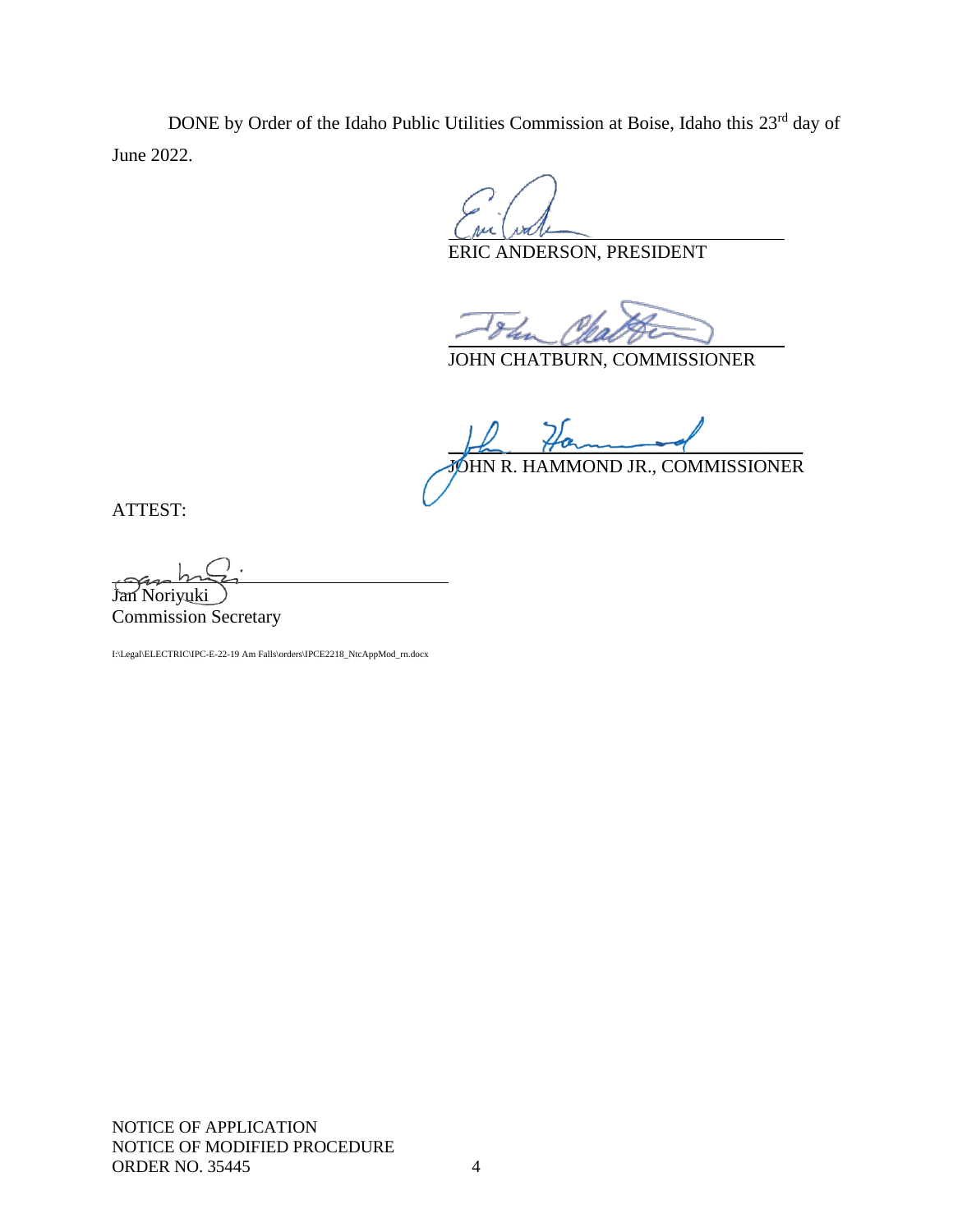DONE by Order of the Idaho Public Utilities Commission at Boise, Idaho this 23rd day of June 2022.

ERIC ANDERSON, PRESIDENT

JOHN CHATBURN, COMMISSIONER

JOHN R. HAMMOND JR., COMMISSIONER

ATTEST:

Jan Noriyuki
Commission Secretary

I:\Legal\ELECTRIC\IPC-E-22-19 Am Falls\orders\IPCE2218_NtcAppMod_rn.docx

NOTICE OF APPLICATION
NOTICE OF MODIFIED PROCEDURE
ORDER NO. 35445